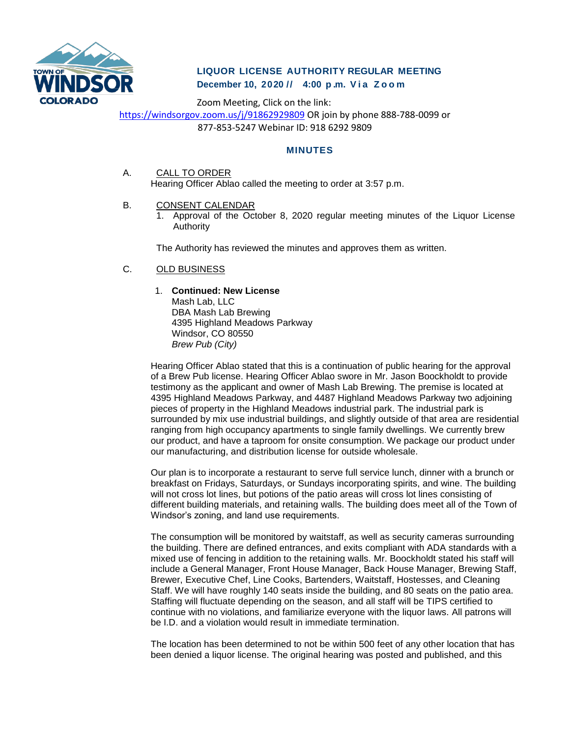# LIQUOR LICENSE AUTHORITY REGULAR MEETING

**December 10, 2020 // 4:00 p.m. Via Zoom**

Zoom Meeting, Click on the link:
https://windsorgov.zoom.us/j/91862929809 OR join by phone 888-788-0099 or 877-853-5247 Webinar ID: 918 6292 9809

## MINUTES

A. CALL TO ORDER

Hearing Officer Ablao called the meeting to order at 3:57 p.m.

B. CONSENT CALENDAR

1. Approval of the October 8, 2020 regular meeting minutes of the Liquor License Authority

The Authority has reviewed the minutes and approves them as written.

C. OLD BUSINESS

1. **Continued: New License**
   Mash Lab, LLC
   DBA Mash Lab Brewing
   4395 Highland Meadows Parkway
   Windsor, CO 80550
   *Brew Pub (City)*

Hearing Officer Ablao stated that this is a continuation of public hearing for the approval of a Brew Pub license. Hearing Officer Ablao swore in Mr. Jason Boockholdt to provide testimony as the applicant and owner of Mash Lab Brewing. The premise is located at 4395 Highland Meadows Parkway, and 4487 Highland Meadows Parkway two adjoining pieces of property in the Highland Meadows industrial park. The industrial park is surrounded by mix use industrial buildings, and slightly outside of that area are residential ranging from high occupancy apartments to single family dwellings. We currently brew our product, and have a taproom for onsite consumption. We package our product under our manufacturing, and distribution license for outside wholesale.

Our plan is to incorporate a restaurant to serve full service lunch, dinner with a brunch or breakfast on Fridays, Saturdays, or Sundays incorporating spirits, and wine. The building will not cross lot lines, but potions of the patio areas will cross lot lines consisting of different building materials, and retaining walls. The building does meet all of the Town of Windsor's zoning, and land use requirements.

The consumption will be monitored by waitstaff, as well as security cameras surrounding the building. There are defined entrances, and exits compliant with ADA standards with a mixed use of fencing in addition to the retaining walls. Mr. Boockholdt stated his staff will include a General Manager, Front House Manager, Back House Manager, Brewing Staff, Brewer, Executive Chef, Line Cooks, Bartenders, Waitstaff, Hostesses, and Cleaning Staff. We will have roughly 140 seats inside the building, and 80 seats on the patio area. Staffing will fluctuate depending on the season, and all staff will be TIPS certified to continue with no violations, and familiarize everyone with the liquor laws. All patrons will be I.D. and a violation would result in immediate termination.

The location has been determined to not be within 500 feet of any other location that has been denied a liquor license. The original hearing was posted and published, and this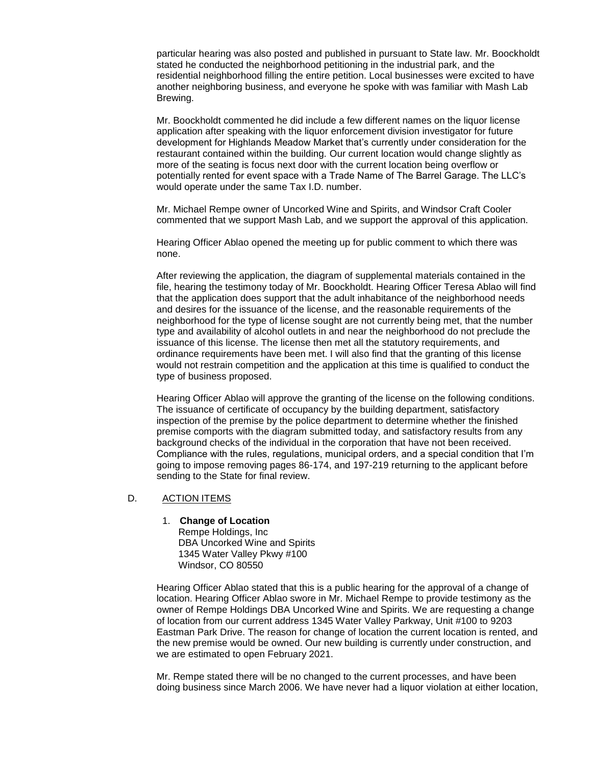particular hearing was also posted and published in pursuant to State law. Mr. Boockholdt stated he conducted the neighborhood petitioning in the industrial park, and the residential neighborhood filling the entire petition. Local businesses were excited to have another neighboring business, and everyone he spoke with was familiar with Mash Lab Brewing.

Mr. Boockholdt commented he did include a few different names on the liquor license application after speaking with the liquor enforcement division investigator for future development for Highlands Meadow Market that's currently under consideration for the restaurant contained within the building. Our current location would change slightly as more of the seating is focus next door with the current location being overflow or potentially rented for event space with a Trade Name of The Barrel Garage. The LLC's would operate under the same Tax I.D. number.

Mr. Michael Rempe owner of Uncorked Wine and Spirits, and Windsor Craft Cooler commented that we support Mash Lab, and we support the approval of this application.

Hearing Officer Ablao opened the meeting up for public comment to which there was none.

After reviewing the application, the diagram of supplemental materials contained in the file, hearing the testimony today of Mr. Boockholdt. Hearing Officer Teresa Ablao will find that the application does support that the adult inhabitance of the neighborhood needs and desires for the issuance of the license, and the reasonable requirements of the neighborhood for the type of license sought are not currently being met, that the number type and availability of alcohol outlets in and near the neighborhood do not preclude the issuance of this license. The license then met all the statutory requirements, and ordinance requirements have been met. I will also find that the granting of this license would not restrain competition and the application at this time is qualified to conduct the type of business proposed.

Hearing Officer Ablao will approve the granting of the license on the following conditions. The issuance of certificate of occupancy by the building department, satisfactory inspection of the premise by the police department to determine whether the finished premise comports with the diagram submitted today, and satisfactory results from any background checks of the individual in the corporation that have not been received. Compliance with the rules, regulations, municipal orders, and a special condition that I'm going to impose removing pages 86-174, and 197-219 returning to the applicant before sending to the State for final review.

D. ACTION ITEMS

1. **Change of Location**
   Rempe Holdings, Inc
   DBA Uncorked Wine and Spirits
   1345 Water Valley Pkwy #100
   Windsor, CO 80550

Hearing Officer Ablao stated that this is a public hearing for the approval of a change of location. Hearing Officer Ablao swore in Mr. Michael Rempe to provide testimony as the owner of Rempe Holdings DBA Uncorked Wine and Spirits. We are requesting a change of location from our current address 1345 Water Valley Parkway, Unit #100 to 9203 Eastman Park Drive. The reason for change of location the current location is rented, and the new premise would be owned. Our new building is currently under construction, and we are estimated to open February 2021.

Mr. Rempe stated there will be no changed to the current processes, and have been doing business since March 2006. We have never had a liquor violation at either location,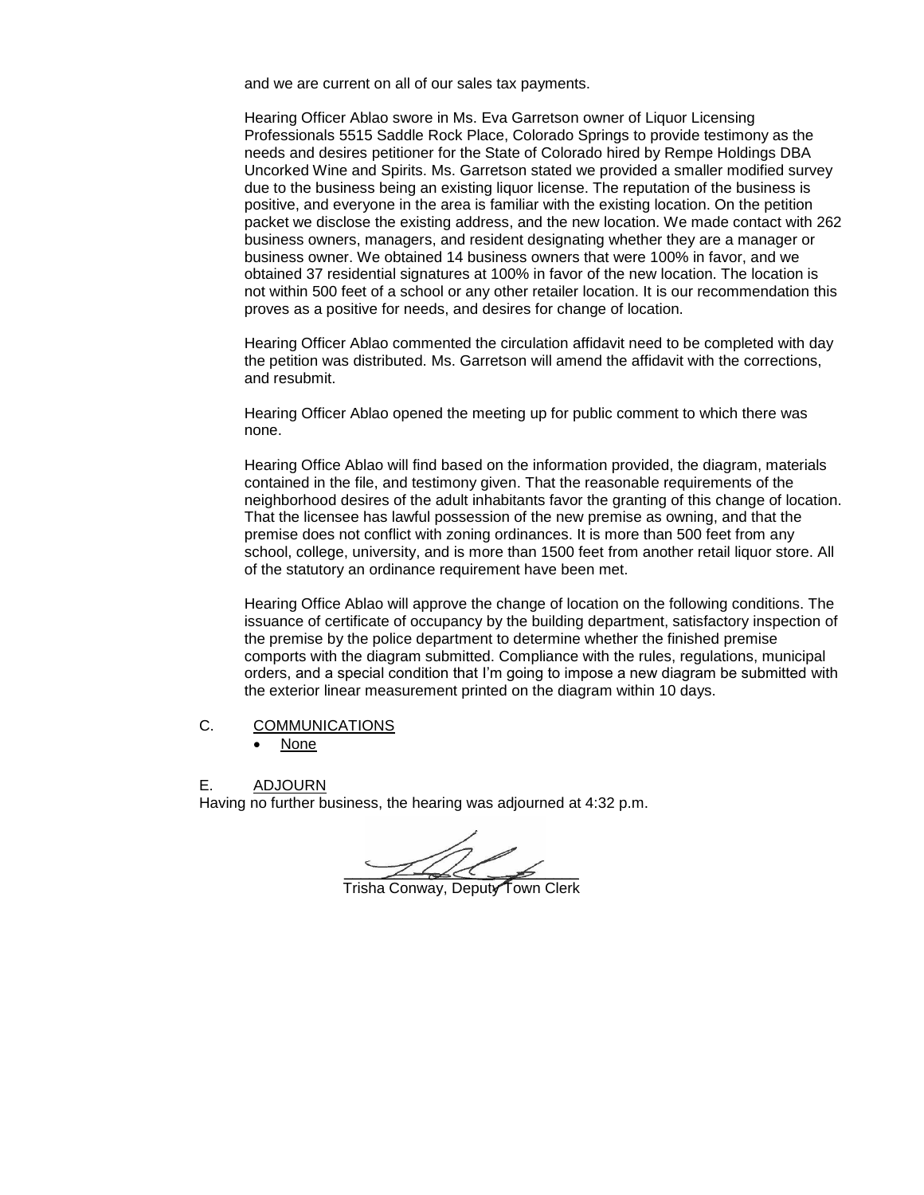and we are current on all of our sales tax payments.

Hearing Officer Ablao swore in Ms. Eva Garretson owner of Liquor Licensing Professionals 5515 Saddle Rock Place, Colorado Springs to provide testimony as the needs and desires petitioner for the State of Colorado hired by Rempe Holdings DBA Uncorked Wine and Spirits. Ms. Garretson stated we provided a smaller modified survey due to the business being an existing liquor license. The reputation of the business is positive, and everyone in the area is familiar with the existing location. On the petition packet we disclose the existing address, and the new location. We made contact with 262 business owners, managers, and resident designating whether they are a manager or business owner. We obtained 14 business owners that were 100% in favor, and we obtained 37 residential signatures at 100% in favor of the new location. The location is not within 500 feet of a school or any other retailer location. It is our recommendation this proves as a positive for needs, and desires for change of location.

Hearing Officer Ablao commented the circulation affidavit need to be completed with day the petition was distributed. Ms. Garretson will amend the affidavit with the corrections, and resubmit.

Hearing Officer Ablao opened the meeting up for public comment to which there was none.

Hearing Office Ablao will find based on the information provided, the diagram, materials contained in the file, and testimony given. That the reasonable requirements of the neighborhood desires of the adult inhabitants favor the granting of this change of location. That the licensee has lawful possession of the new premise as owning, and that the premise does not conflict with zoning ordinances. It is more than 500 feet from any school, college, university, and is more than 1500 feet from another retail liquor store. All of the statutory an ordinance requirement have been met.

Hearing Office Ablao will approve the change of location on the following conditions. The issuance of certificate of occupancy by the building department, satisfactory inspection of the premise by the police department to determine whether the finished premise comports with the diagram submitted. Compliance with the rules, regulations, municipal orders, and a special condition that I'm going to impose a new diagram be submitted with the exterior linear measurement printed on the diagram within 10 days.

C. COMMUNICATIONS

- None

E. ADJOURN

Having no further business, the hearing was adjourned at 4:32 p.m.

Trisha Conway, Deputy Town Clerk